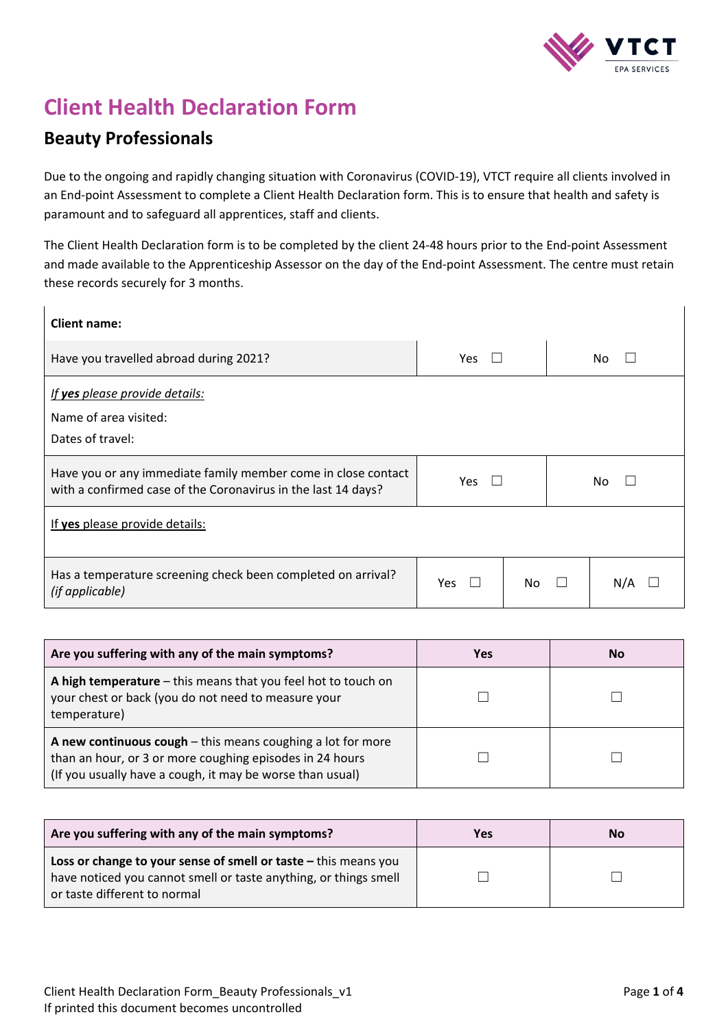# Client Health Declaration Form

## Beauty Professionals

Due to the ongoing and rapidly changing situation with Coronavirus (COVID-19), VTCT require all clients involved in an End-point Assessment to complete a Client Health Declaration form. This is to ensure that health and safety is paramount and to safeguard all apprentices, staff and clients.

The Client Health Declaration form is to be completed by the client 24-48 hours prior to the End-point Assessment and made available to the Apprenticeship Assessor on the day of the End-point Assessment. The centre must retain these records securely for 3 months.

| **Client name:** | | |
|---|---|---|
| Have you travelled abroad during 2021? | Yes ☐ | No ☐ |
| *If **yes** please provide details:*<br>Name of area visited:<br>Dates of travel: | | |
| Have you or any immediate family member come in close contact with a confirmed case of the Coronavirus in the last 14 days? | Yes ☐ | No ☐ |
| If **yes** please provide details: | | |

| Has a temperature screening check been completed on arrival? *(if applicable)* | Yes ☐ | No ☐ | N/A ☐ |
|---|---|---|---|

| **Are you suffering with any of the main symptoms?** | **Yes** | **No** |
|---|---|---|
| **A high temperature** – this means that you feel hot to touch on your chest or back (you do not need to measure your temperature) | ☐ | ☐ |
| **A new continuous cough** – this means coughing a lot for more than an hour, or 3 or more coughing episodes in 24 hours (If you usually have a cough, it may be worse than usual) | ☐ | ☐ |

| **Are you suffering with any of the main symptoms?** | **Yes** | **No** |
|---|---|---|
| **Loss or change to your sense of smell or taste –** this means you have noticed you cannot smell or taste anything, or things smell or taste different to normal | ☐ | ☐ |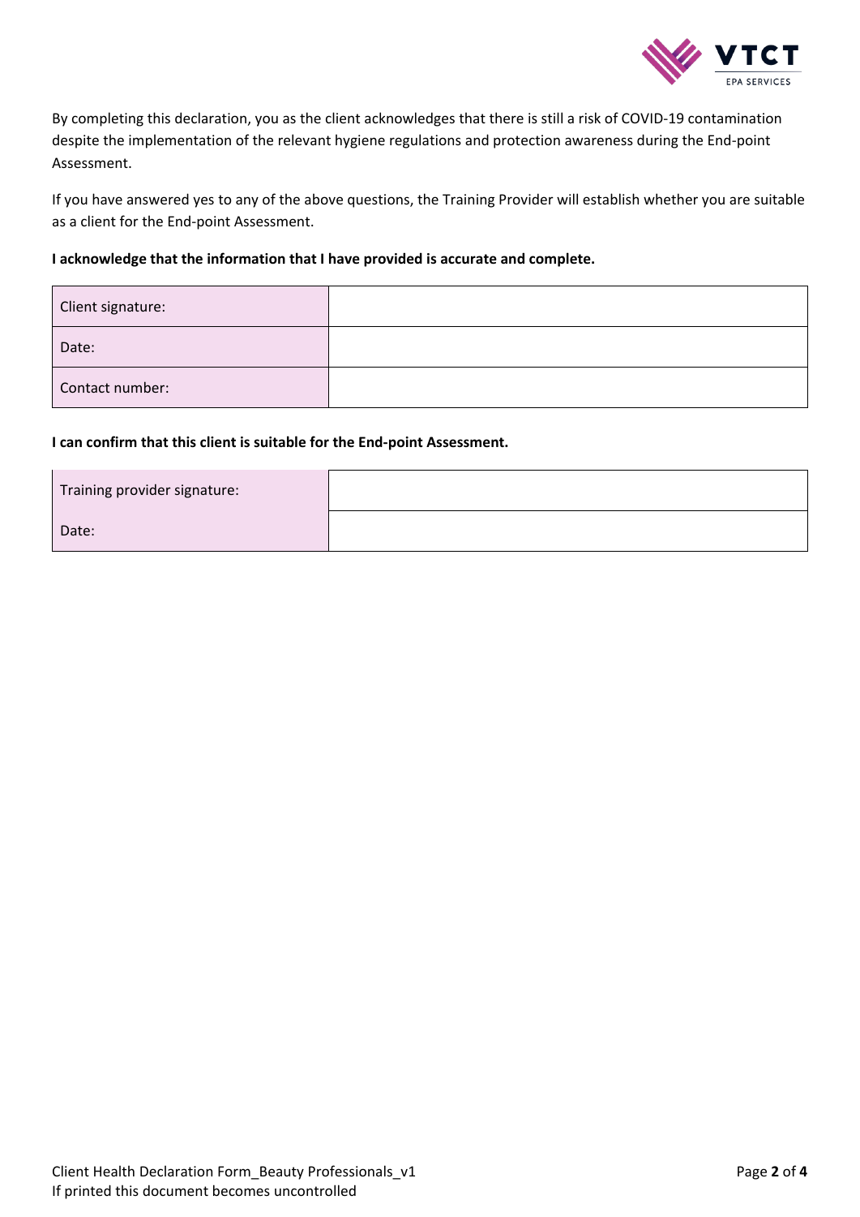By completing this declaration, you as the client acknowledges that there is still a risk of COVID-19 contamination despite the implementation of the relevant hygiene regulations and protection awareness during the End-point Assessment.

If you have answered yes to any of the above questions, the Training Provider will establish whether you are suitable as a client for the End-point Assessment.

**I acknowledge that the information that I have provided is accurate and complete.**

| | |
|---|---|
| Client signature: | |
| Date: | |
| Contact number: | |

**I can confirm that this client is suitable for the End-point Assessment.**

| | |
|---|---|
| Training provider signature: | |
| Date: | |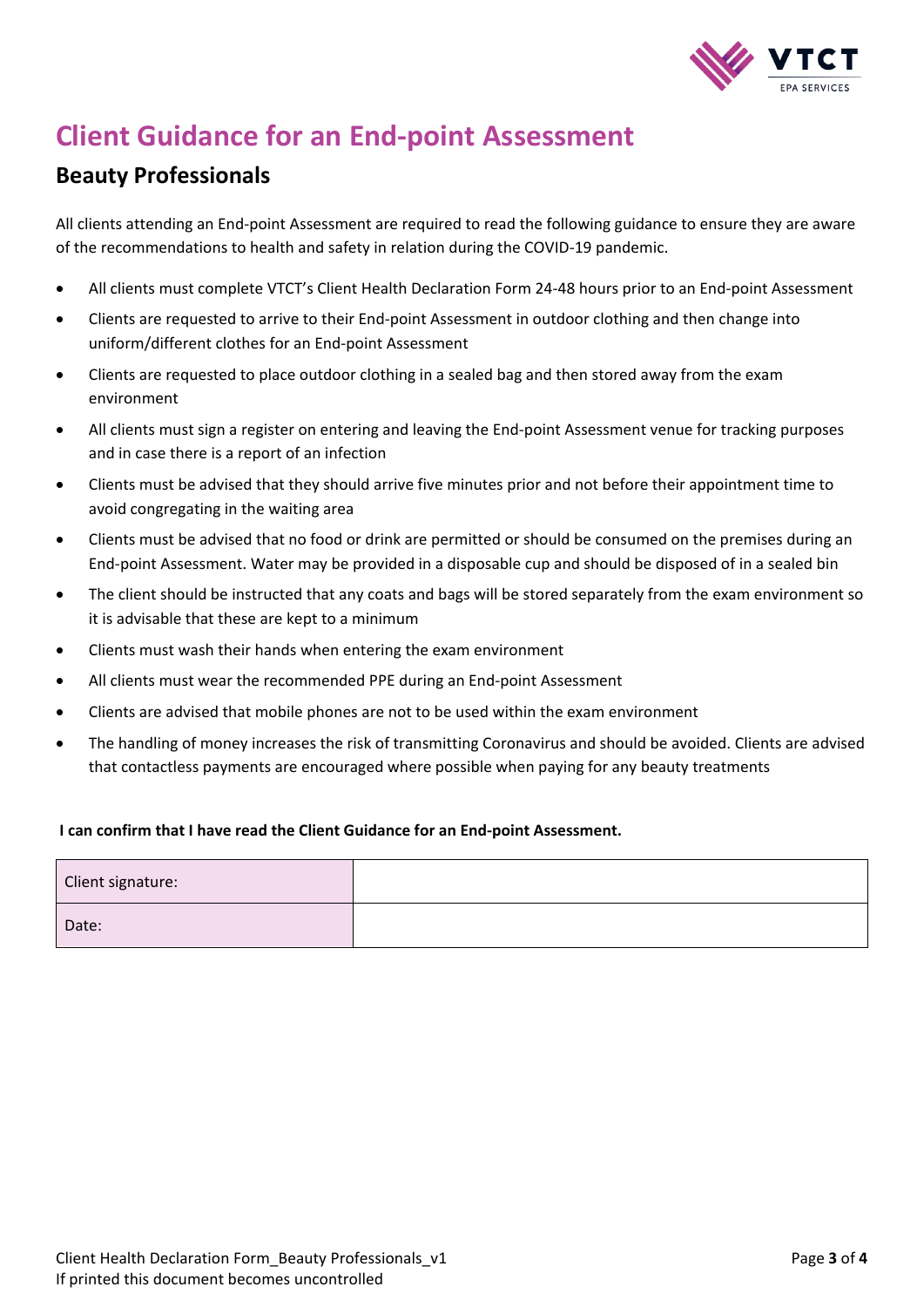# Client Guidance for an End-point Assessment

## Beauty Professionals

All clients attending an End-point Assessment are required to read the following guidance to ensure they are aware of the recommendations to health and safety in relation during the COVID-19 pandemic.

- All clients must complete VTCT's Client Health Declaration Form 24-48 hours prior to an End-point Assessment
- Clients are requested to arrive to their End-point Assessment in outdoor clothing and then change into uniform/different clothes for an End-point Assessment
- Clients are requested to place outdoor clothing in a sealed bag and then stored away from the exam environment
- All clients must sign a register on entering and leaving the End-point Assessment venue for tracking purposes and in case there is a report of an infection
- Clients must be advised that they should arrive five minutes prior and not before their appointment time to avoid congregating in the waiting area
- Clients must be advised that no food or drink are permitted or should be consumed on the premises during an End-point Assessment. Water may be provided in a disposable cup and should be disposed of in a sealed bin
- The client should be instructed that any coats and bags will be stored separately from the exam environment so it is advisable that these are kept to a minimum
- Clients must wash their hands when entering the exam environment
- All clients must wear the recommended PPE during an End-point Assessment
- Clients are advised that mobile phones are not to be used within the exam environment
- The handling of money increases the risk of transmitting Coronavirus and should be avoided. Clients are advised that contactless payments are encouraged where possible when paying for any beauty treatments

**I can confirm that I have read the Client Guidance for an End-point Assessment.**

| Client signature: | |
|---|---|
| Date: | |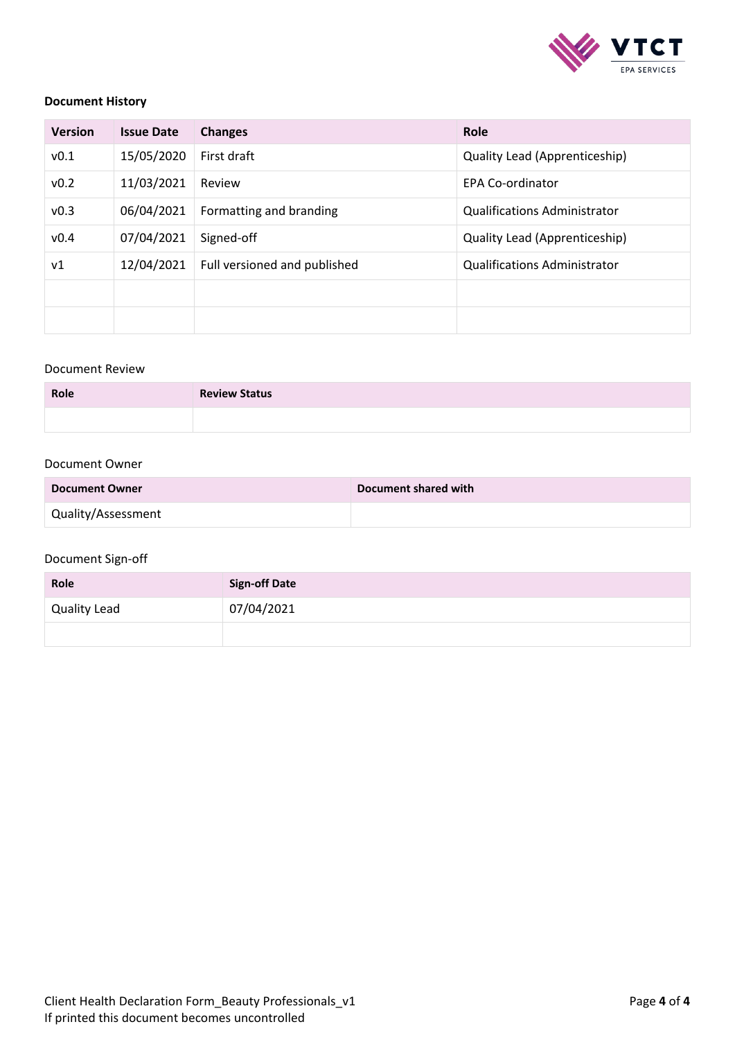**Document History**

| Version | Issue Date | Changes | Role |
|---|---|---|---|
| v0.1 | 15/05/2020 | First draft | Quality Lead (Apprenticeship) |
| v0.2 | 11/03/2021 | Review | EPA Co-ordinator |
| v0.3 | 06/04/2021 | Formatting and branding | Qualifications Administrator |
| v0.4 | 07/04/2021 | Signed-off | Quality Lead (Apprenticeship) |
| v1 | 12/04/2021 | Full versioned and published | Qualifications Administrator |
| | | | |
| | | | |

Document Review

| Role | Review Status |
|---|---|
| | |

Document Owner

| Document Owner | Document shared with |
|---|---|
| Quality/Assessment | |

Document Sign-off

| Role | Sign-off Date |
|---|---|
| Quality Lead | 07/04/2021 |
| | |